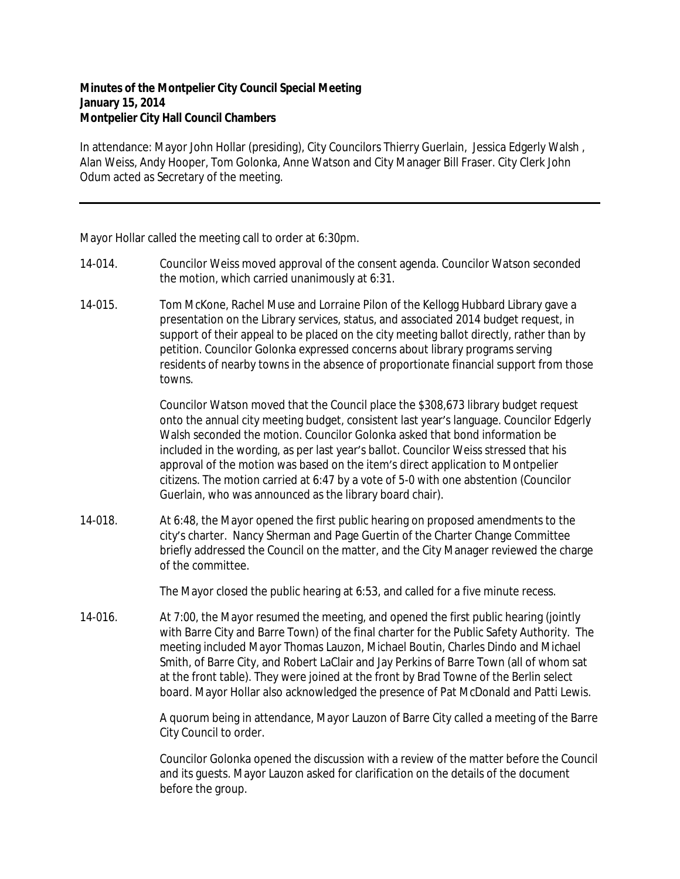**Minutes of the Montpelier City Council Special Meeting**
**January 15, 2014**
**Montpelier City Hall Council Chambers**

In attendance: Mayor John Hollar (presiding), City Councilors Thierry Guerlain, Jessica Edgerly Walsh , Alan Weiss, Andy Hooper, Tom Golonka, Anne Watson and City Manager Bill Fraser. City Clerk John Odum acted as Secretary of the meeting.

---

Mayor Hollar called the meeting call to order at 6:30pm.

14-014. Councilor Weiss moved approval of the consent agenda. Councilor Watson seconded the motion, which carried unanimously at 6:31.

14-015. Tom McKone, Rachel Muse and Lorraine Pilon of the Kellogg Hubbard Library gave a presentation on the Library services, status, and associated 2014 budget request, in support of their appeal to be placed on the city meeting ballot directly, rather than by petition. Councilor Golonka expressed concerns about library programs serving residents of nearby towns in the absence of proportionate financial support from those towns.

Councilor Watson moved that the Council place the $308,673 library budget request onto the annual city meeting budget, consistent last year's language. Councilor Edgerly Walsh seconded the motion. Councilor Golonka asked that bond information be included in the wording, as per last year's ballot. Councilor Weiss stressed that his approval of the motion was based on the item's direct application to Montpelier citizens. The motion carried at 6:47 by a vote of 5-0 with one abstention (Councilor Guerlain, who was announced as the library board chair).

14-018. At 6:48, the Mayor opened the first public hearing on proposed amendments to the city's charter. Nancy Sherman and Page Guertin of the Charter Change Committee briefly addressed the Council on the matter, and the City Manager reviewed the charge of the committee.

The Mayor closed the public hearing at 6:53, and called for a five minute recess.

14-016. At 7:00, the Mayor resumed the meeting, and opened the first public hearing (jointly with Barre City and Barre Town) of the final charter for the Public Safety Authority. The meeting included Mayor Thomas Lauzon, Michael Boutin, Charles Dindo and Michael Smith, of Barre City, and Robert LaClair and Jay Perkins of Barre Town (all of whom sat at the front table). They were joined at the front by Brad Towne of the Berlin select board. Mayor Hollar also acknowledged the presence of Pat McDonald and Patti Lewis.

A quorum being in attendance, Mayor Lauzon of Barre City called a meeting of the Barre City Council to order.

Councilor Golonka opened the discussion with a review of the matter before the Council and its guests. Mayor Lauzon asked for clarification on the details of the document before the group.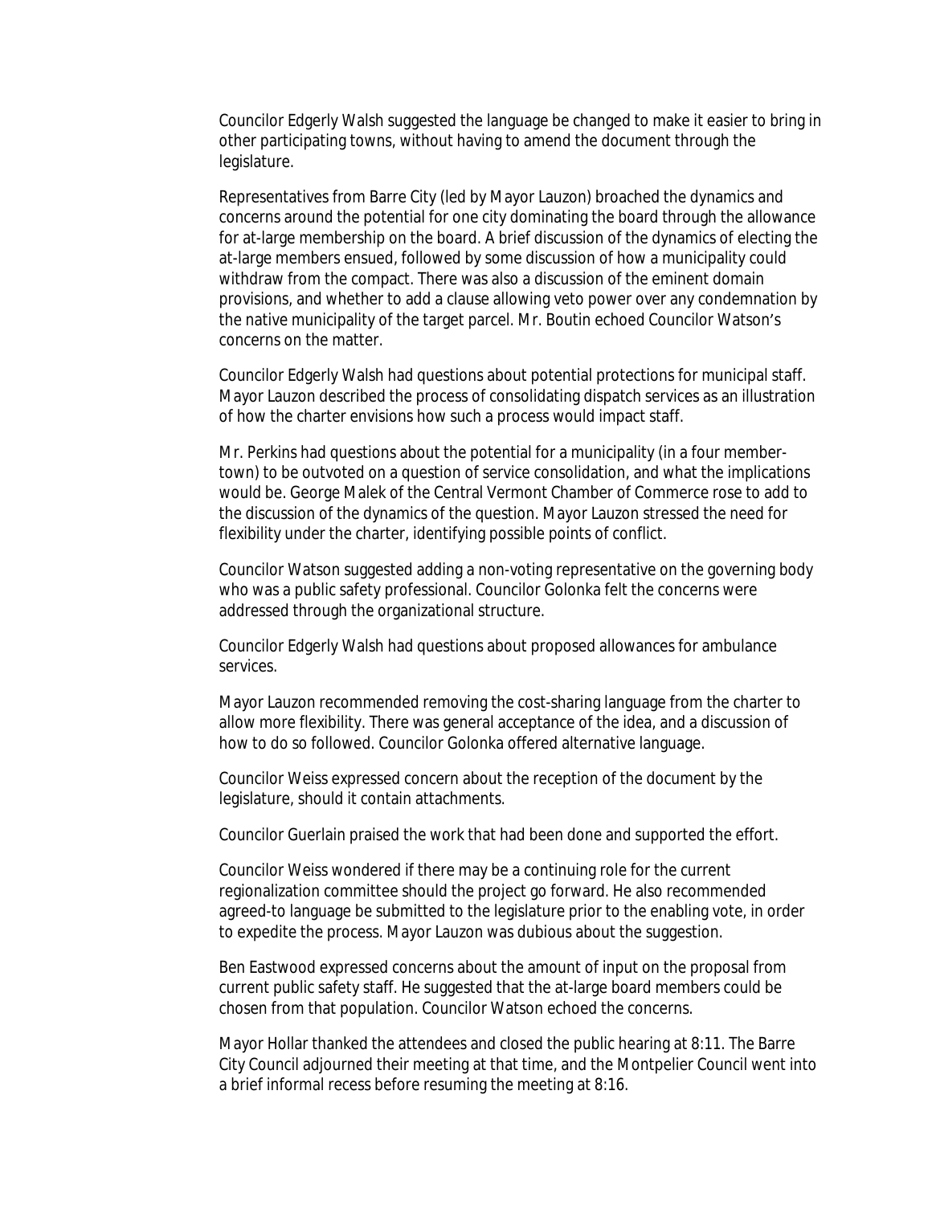Councilor Edgerly Walsh suggested the language be changed to make it easier to bring in other participating towns, without having to amend the document through the legislature.

Representatives from Barre City (led by Mayor Lauzon) broached the dynamics and concerns around the potential for one city dominating the board through the allowance for at-large membership on the board. A brief discussion of the dynamics of electing the at-large members ensued, followed by some discussion of how a municipality could withdraw from the compact. There was also a discussion of the eminent domain provisions, and whether to add a clause allowing veto power over any condemnation by the native municipality of the target parcel. Mr. Boutin echoed Councilor Watson's concerns on the matter.

Councilor Edgerly Walsh had questions about potential protections for municipal staff. Mayor Lauzon described the process of consolidating dispatch services as an illustration of how the charter envisions how such a process would impact staff.

Mr. Perkins had questions about the potential for a municipality (in a four member-town) to be outvoted on a question of service consolidation, and what the implications would be. George Malek of the Central Vermont Chamber of Commerce rose to add to the discussion of the dynamics of the question. Mayor Lauzon stressed the need for flexibility under the charter, identifying possible points of conflict.

Councilor Watson suggested adding a non-voting representative on the governing body who was a public safety professional. Councilor Golonka felt the concerns were addressed through the organizational structure.

Councilor Edgerly Walsh had questions about proposed allowances for ambulance services.

Mayor Lauzon recommended removing the cost-sharing language from the charter to allow more flexibility. There was general acceptance of the idea, and a discussion of how to do so followed. Councilor Golonka offered alternative language.

Councilor Weiss expressed concern about the reception of the document by the legislature, should it contain attachments.

Councilor Guerlain praised the work that had been done and supported the effort.

Councilor Weiss wondered if there may be a continuing role for the current regionalization committee should the project go forward. He also recommended agreed-to language be submitted to the legislature prior to the enabling vote, in order to expedite the process. Mayor Lauzon was dubious about the suggestion.

Ben Eastwood expressed concerns about the amount of input on the proposal from current public safety staff. He suggested that the at-large board members could be chosen from that population. Councilor Watson echoed the concerns.

Mayor Hollar thanked the attendees and closed the public hearing at 8:11. The Barre City Council adjourned their meeting at that time, and the Montpelier Council went into a brief informal recess before resuming the meeting at 8:16.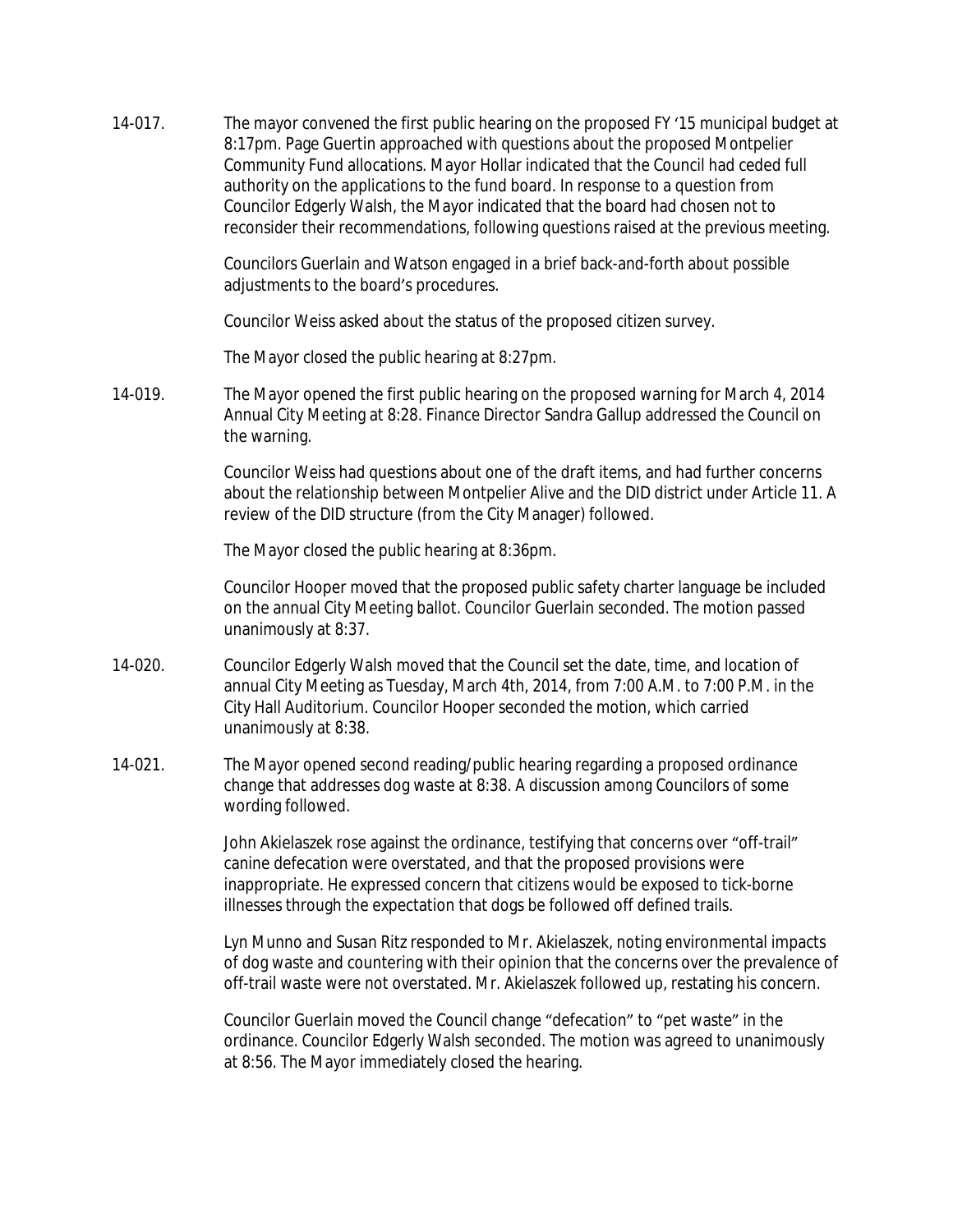14-017. The mayor convened the first public hearing on the proposed FY '15 municipal budget at 8:17pm. Page Guertin approached with questions about the proposed Montpelier Community Fund allocations. Mayor Hollar indicated that the Council had ceded full authority on the applications to the fund board. In response to a question from Councilor Edgerly Walsh, the Mayor indicated that the board had chosen not to reconsider their recommendations, following questions raised at the previous meeting.

Councilors Guerlain and Watson engaged in a brief back-and-forth about possible adjustments to the board's procedures.

Councilor Weiss asked about the status of the proposed citizen survey.

The Mayor closed the public hearing at 8:27pm.

14-019. The Mayor opened the first public hearing on the proposed warning for March 4, 2014 Annual City Meeting at 8:28. Finance Director Sandra Gallup addressed the Council on the warning.

Councilor Weiss had questions about one of the draft items, and had further concerns about the relationship between Montpelier Alive and the DID district under Article 11. A review of the DID structure (from the City Manager) followed.

The Mayor closed the public hearing at 8:36pm.

Councilor Hooper moved that the proposed public safety charter language be included on the annual City Meeting ballot. Councilor Guerlain seconded. The motion passed unanimously at 8:37.

14-020. Councilor Edgerly Walsh moved that the Council set the date, time, and location of annual City Meeting as Tuesday, March 4th, 2014, from 7:00 A.M. to 7:00 P.M. in the City Hall Auditorium. Councilor Hooper seconded the motion, which carried unanimously at 8:38.

14-021. The Mayor opened second reading/public hearing regarding a proposed ordinance change that addresses dog waste at 8:38. A discussion among Councilors of some wording followed.

John Akielaszek rose against the ordinance, testifying that concerns over "off-trail" canine defecation were overstated, and that the proposed provisions were inappropriate. He expressed concern that citizens would be exposed to tick-borne illnesses through the expectation that dogs be followed off defined trails.

Lyn Munno and Susan Ritz responded to Mr. Akielaszek, noting environmental impacts of dog waste and countering with their opinion that the concerns over the prevalence of off-trail waste were not overstated. Mr. Akielaszek followed up, restating his concern.

Councilor Guerlain moved the Council change "defecation" to "pet waste" in the ordinance. Councilor Edgerly Walsh seconded. The motion was agreed to unanimously at 8:56. The Mayor immediately closed the hearing.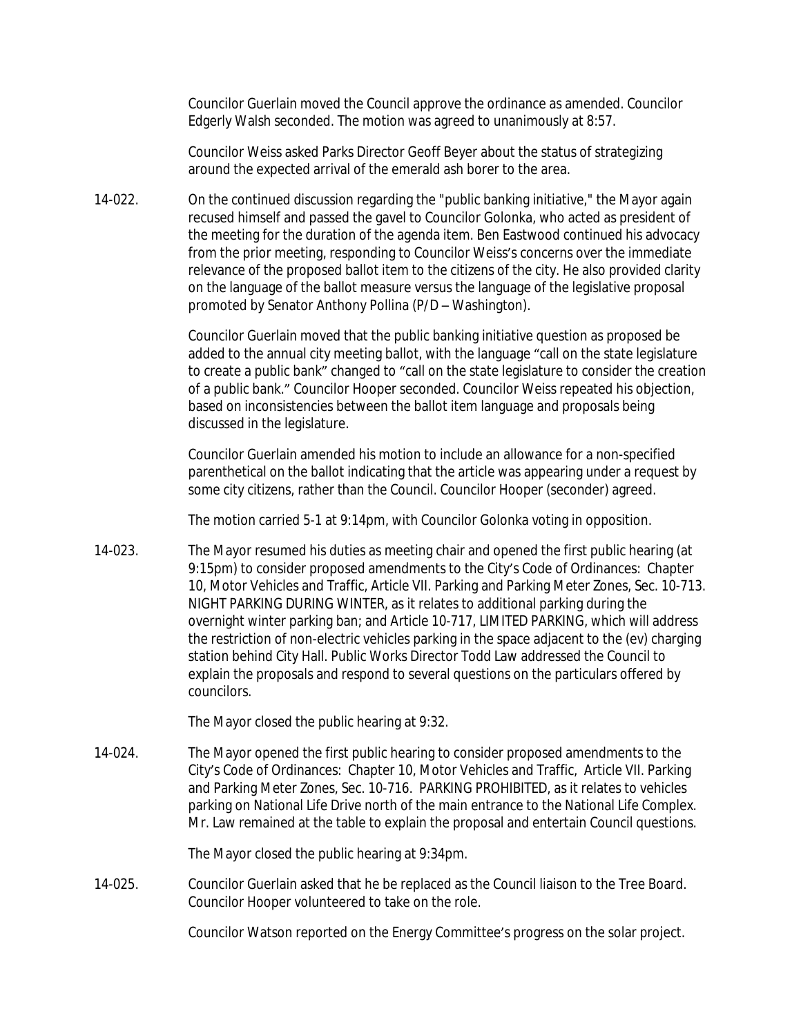Councilor Guerlain moved the Council approve the ordinance as amended. Councilor Edgerly Walsh seconded. The motion was agreed to unanimously at 8:57.

Councilor Weiss asked Parks Director Geoff Beyer about the status of strategizing around the expected arrival of the emerald ash borer to the area.

14-022. On the continued discussion regarding the "public banking initiative," the Mayor again recused himself and passed the gavel to Councilor Golonka, who acted as president of the meeting for the duration of the agenda item. Ben Eastwood continued his advocacy from the prior meeting, responding to Councilor Weiss's concerns over the immediate relevance of the proposed ballot item to the citizens of the city. He also provided clarity on the language of the ballot measure versus the language of the legislative proposal promoted by Senator Anthony Pollina (P/D – Washington).

Councilor Guerlain moved that the public banking initiative question as proposed be added to the annual city meeting ballot, with the language "call on the state legislature to create a public bank" changed to "call on the state legislature to consider the creation of a public bank." Councilor Hooper seconded. Councilor Weiss repeated his objection, based on inconsistencies between the ballot item language and proposals being discussed in the legislature.

Councilor Guerlain amended his motion to include an allowance for a non-specified parenthetical on the ballot indicating that the article was appearing under a request by some city citizens, rather than the Council. Councilor Hooper (seconder) agreed.

The motion carried 5-1 at 9:14pm, with Councilor Golonka voting in opposition.

14-023. The Mayor resumed his duties as meeting chair and opened the first public hearing (at 9:15pm) to consider proposed amendments to the City's Code of Ordinances: Chapter 10, Motor Vehicles and Traffic, Article VII. Parking and Parking Meter Zones, Sec. 10-713. NIGHT PARKING DURING WINTER, as it relates to additional parking during the overnight winter parking ban; and Article 10-717, LIMITED PARKING, which will address the restriction of non-electric vehicles parking in the space adjacent to the (ev) charging station behind City Hall. Public Works Director Todd Law addressed the Council to explain the proposals and respond to several questions on the particulars offered by councilors.

The Mayor closed the public hearing at 9:32.

14-024. The Mayor opened the first public hearing to consider proposed amendments to the City's Code of Ordinances: Chapter 10, Motor Vehicles and Traffic, Article VII. Parking and Parking Meter Zones, Sec. 10-716. PARKING PROHIBITED, as it relates to vehicles parking on National Life Drive north of the main entrance to the National Life Complex. Mr. Law remained at the table to explain the proposal and entertain Council questions.

The Mayor closed the public hearing at 9:34pm.

14-025. Councilor Guerlain asked that he be replaced as the Council liaison to the Tree Board. Councilor Hooper volunteered to take on the role.

Councilor Watson reported on the Energy Committee's progress on the solar project.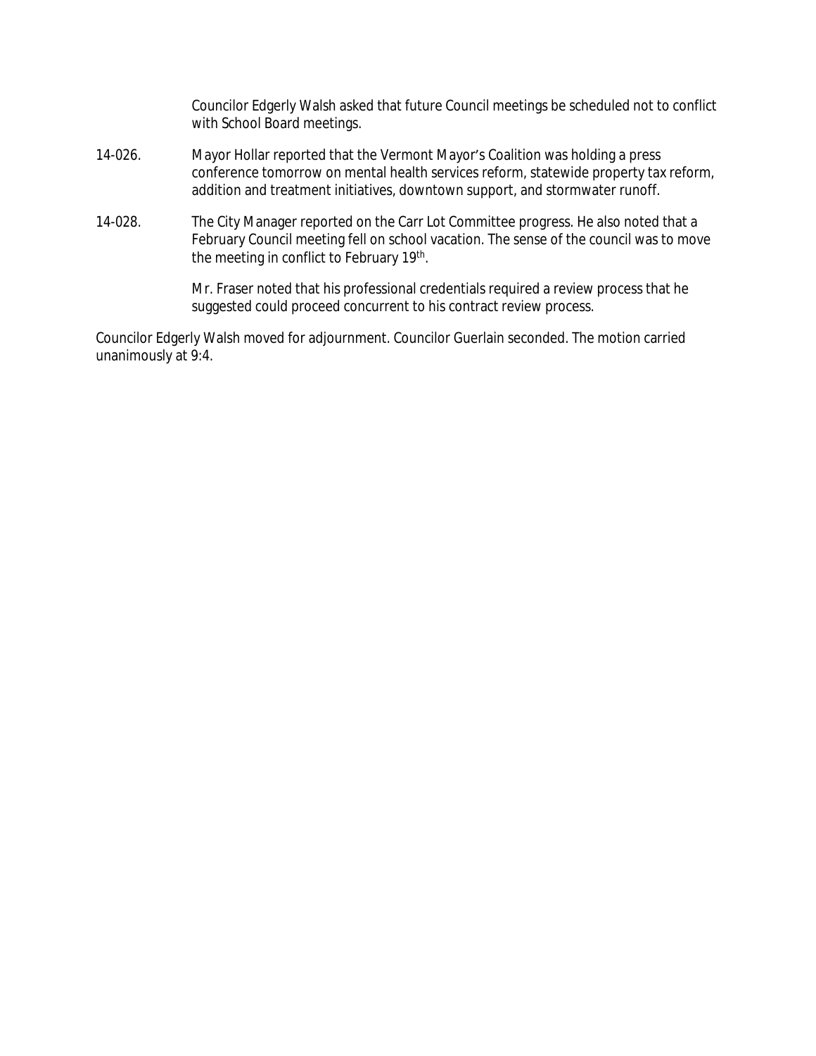Councilor Edgerly Walsh asked that future Council meetings be scheduled not to conflict with School Board meetings.

14-026. Mayor Hollar reported that the Vermont Mayor's Coalition was holding a press conference tomorrow on mental health services reform, statewide property tax reform, addition and treatment initiatives, downtown support, and stormwater runoff.

14-028. The City Manager reported on the Carr Lot Committee progress. He also noted that a February Council meeting fell on school vacation. The sense of the council was to move the meeting in conflict to February 19th.

Mr. Fraser noted that his professional credentials required a review process that he suggested could proceed concurrent to his contract review process.

Councilor Edgerly Walsh moved for adjournment. Councilor Guerlain seconded. The motion carried unanimously at 9:4.